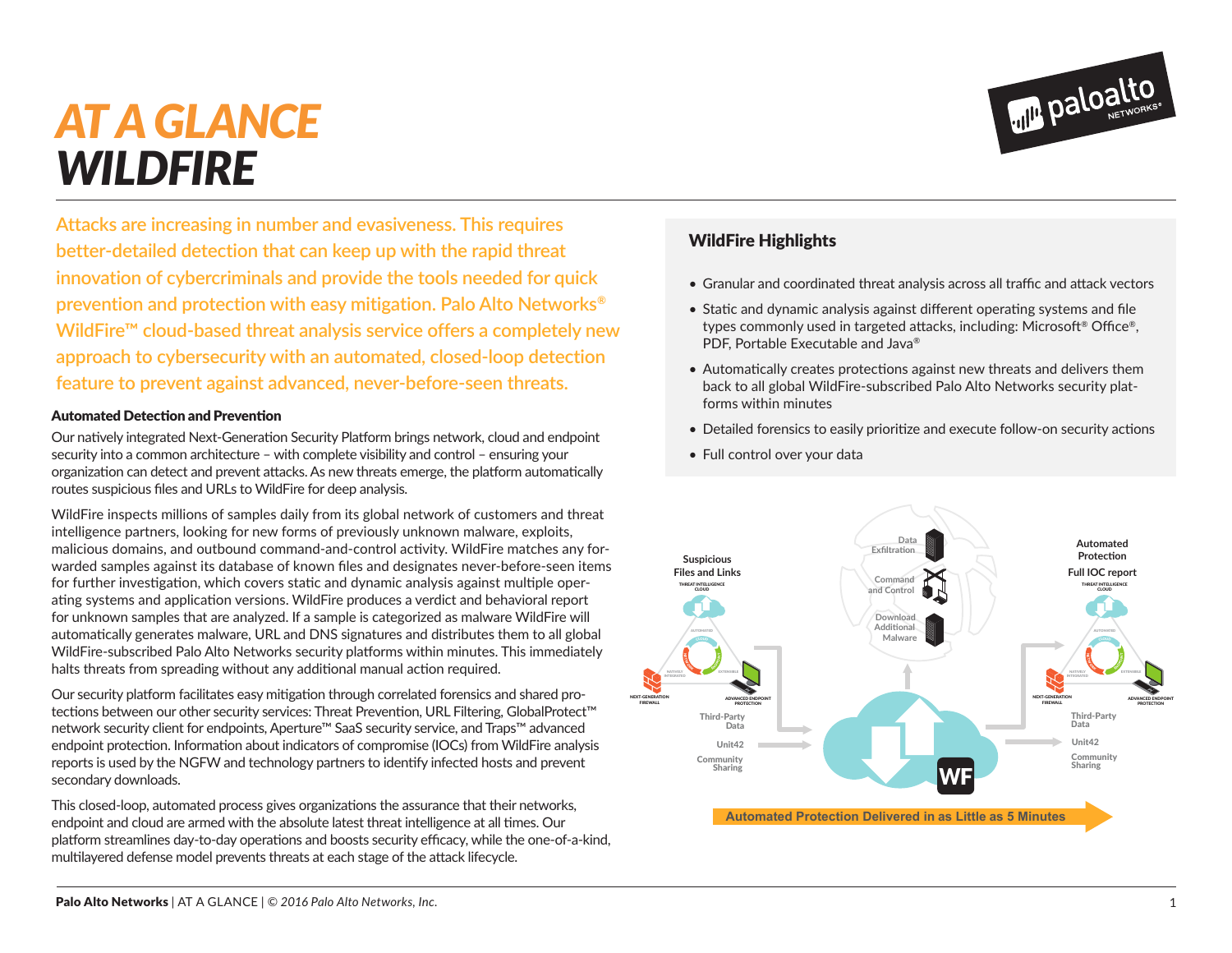# AT A GLANCE
# WILDFIRE

**Attacks are increasing in number and evasiveness. This requires better-detailed detection that can keep up with the rapid threat innovation of cybercriminals and provide the tools needed for quick prevention and protection with easy mitigation. Palo Alto Networks® WildFire™ cloud-based threat analysis service offers a completely new approach to cybersecurity with an automated, closed-loop detection feature to prevent against advanced, never-before-seen threats.**

### Automated Detection and Prevention

Our natively integrated Next-Generation Security Platform brings network, cloud and endpoint security into a common architecture – with complete visibility and control – ensuring your organization can detect and prevent attacks. As new threats emerge, the platform automatically routes suspicious files and URLs to WildFire for deep analysis.

WildFire inspects millions of samples daily from its global network of customers and threat intelligence partners, looking for new forms of previously unknown malware, exploits, malicious domains, and outbound command-and-control activity. WildFire matches any forwarded samples against its database of known files and designates never-before-seen items for further investigation, which covers static and dynamic analysis against multiple operating systems and application versions. WildFire produces a verdict and behavioral report for unknown samples that are analyzed. If a sample is categorized as malware WildFire will automatically generates malware, URL and DNS signatures and distributes them to all global WildFire-subscribed Palo Alto Networks security platforms within minutes. This immediately halts threats from spreading without any additional manual action required.

Our security platform facilitates easy mitigation through correlated forensics and shared protections between our other security services: Threat Prevention, URL Filtering, GlobalProtect™ network security client for endpoints, Aperture™ SaaS security service, and Traps™ advanced endpoint protection. Information about indicators of compromise (IOCs) from WildFire analysis reports is used by the NGFW and technology partners to identify infected hosts and prevent secondary downloads.

This closed-loop, automated process gives organizations the assurance that their networks, endpoint and cloud are armed with the absolute latest threat intelligence at all times. Our platform streamlines day-to-day operations and boosts security efficacy, while the one-of-a-kind, multilayered defense model prevents threats at each stage of the attack lifecycle.

## WildFire Highlights

- Granular and coordinated threat analysis across all traffic and attack vectors
- Static and dynamic analysis against different operating systems and file types commonly used in targeted attacks, including: Microsoft® Office®, PDF, Portable Executable and Java®
- Automatically creates protections against new threats and delivers them back to all global WildFire-subscribed Palo Alto Networks security platforms within minutes
- Detailed forensics to easily prioritize and execute follow-on security actions
- Full control over your data

Suspicious Files and Links

Data Exfiltration

Command and Control

Download Additional Malware

Automated Protection

Full IOC report

Third-Party Data

Unit42

Community Sharing

Automated Protection Delivered in as Little as 5 Minutes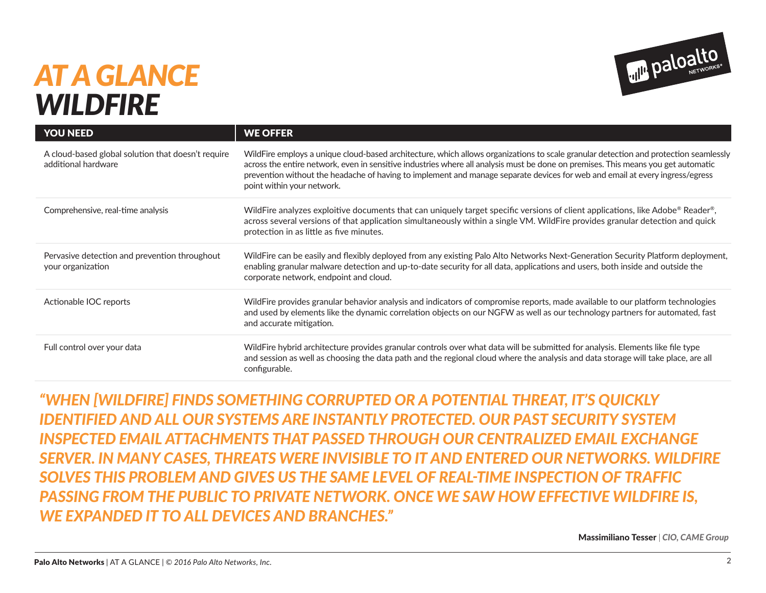# *AT A GLANCE*
# *WILDFIRE*

| YOU NEED | WE OFFER |
|---|---|
| A cloud-based global solution that doesn't require additional hardware | WildFire employs a unique cloud-based architecture, which allows organizations to scale granular detection and protection seamlessly across the entire network, even in sensitive industries where all analysis must be done on premises. This means you get automatic prevention without the headache of having to implement and manage separate devices for web and email at every ingress/egress point within your network. |
| Comprehensive, real-time analysis | WildFire analyzes exploitive documents that can uniquely target specific versions of client applications, like Adobe® Reader®, across several versions of that application simultaneously within a single VM. WildFire provides granular detection and quick protection in as little as five minutes. |
| Pervasive detection and prevention throughout your organization | WildFire can be easily and flexibly deployed from any existing Palo Alto Networks Next-Generation Security Platform deployment, enabling granular malware detection and up-to-date security for all data, applications and users, both inside and outside the corporate network, endpoint and cloud. |
| Actionable IOC reports | WildFire provides granular behavior analysis and indicators of compromise reports, made available to our platform technologies and used by elements like the dynamic correlation objects on our NGFW as well as our technology partners for automated, fast and accurate mitigation. |
| Full control over your data | WildFire hybrid architecture provides granular controls over what data will be submitted for analysis. Elements like file type and session as well as choosing the data path and the regional cloud where the analysis and data storage will take place, are all configurable. |

*"WHEN [WILDFIRE] FINDS SOMETHING CORRUPTED OR A POTENTIAL THREAT, IT'S QUICKLY IDENTIFIED AND ALL OUR SYSTEMS ARE INSTANTLY PROTECTED. OUR PAST SECURITY SYSTEM INSPECTED EMAIL ATTACHMENTS THAT PASSED THROUGH OUR CENTRALIZED EMAIL EXCHANGE SERVER. IN MANY CASES, THREATS WERE INVISIBLE TO IT AND ENTERED OUR NETWORKS. WILDFIRE SOLVES THIS PROBLEM AND GIVES US THE SAME LEVEL OF REAL-TIME INSPECTION OF TRAFFIC PASSING FROM THE PUBLIC TO PRIVATE NETWORK. ONCE WE SAW HOW EFFECTIVE WILDFIRE IS, WE EXPANDED IT TO ALL DEVICES AND BRANCHES."*

**Massimiliano Tesser** | *CIO, CAME Group*